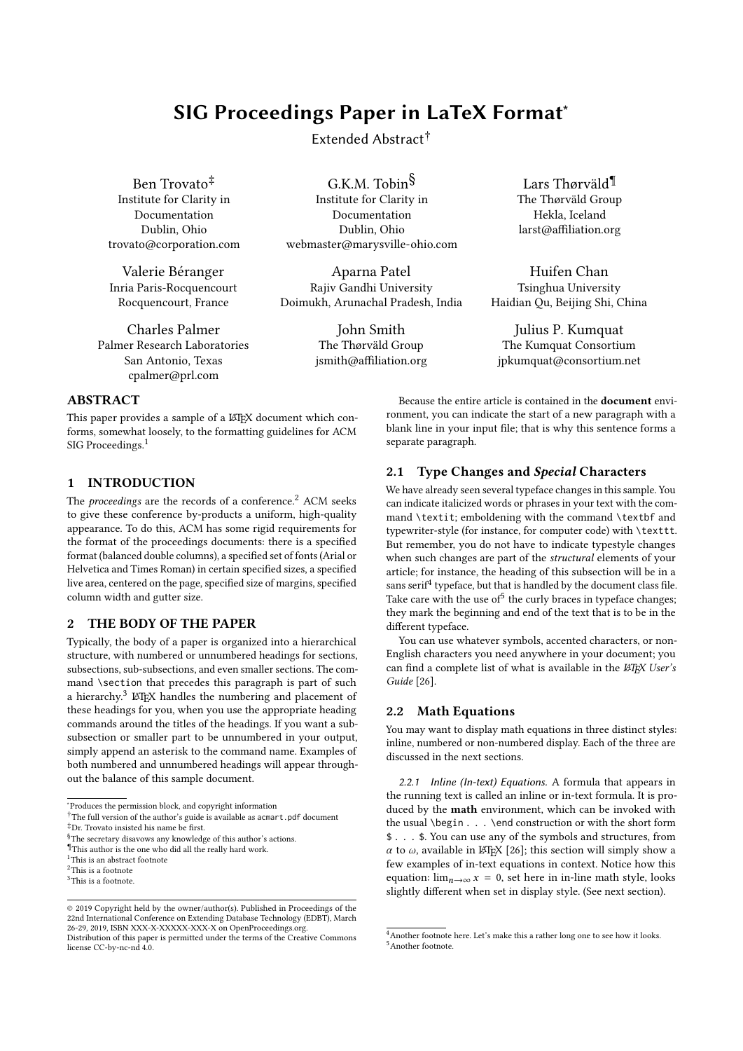# SIG Proceedings Paper in LaTeX Format*

Extended Abstract†

Ben Trovato‡
Institute for Clarity in Documentation
Dublin, Ohio
trovato@corporation.com

G.K.M. Tobin§
Institute for Clarity in Documentation
Dublin, Ohio
webmaster@marysville-ohio.com

Lars Thørväld¶
The Thørväld Group
Hekla, Iceland
larst@affiliation.org

Valerie Béranger
Inria Paris-Rocquencourt
Rocquencourt, France

Aparna Patel
Rajiv Gandhi University
Doimukh, Arunachal Pradesh, India

Huifen Chan
Tsinghua University
Haidian Qu, Beijing Shi, China

Charles Palmer
Palmer Research Laboratories
San Antonio, Texas
cpalmer@prl.com

John Smith
The Thørväld Group
jsmith@affiliation.org

Julius P. Kumquat
The Kumquat Consortium
jpkumquat@consortium.net

## ABSTRACT

This paper provides a sample of a LaTeX document which conforms, somewhat loosely, to the formatting guidelines for ACM SIG Proceedings.[1]

## 1 INTRODUCTION

The *proceedings* are the records of a conference.[2] ACM seeks to give these conference by-products a uniform, high-quality appearance. To do this, ACM has some rigid requirements for the format of the proceedings documents: there is a specified format (balanced double columns), a specified set of fonts (Arial or Helvetica and Times Roman) in certain specified sizes, a specified live area, centered on the page, specified size of margins, specified column width and gutter size.

## 2 THE BODY OF THE PAPER

Typically, the body of a paper is organized into a hierarchical structure, with numbered or unnumbered headings for sections, subsections, sub-subsections, and even smaller sections. The command `\section` that precedes this paragraph is part of such a hierarchy.[3] LaTeX handles the numbering and placement of these headings for you, when you use the appropriate heading commands around the titles of the headings. If you want a sub-subsection or smaller part to be unnumbered in your output, simply append an asterisk to the command name. Examples of both numbered and unnumbered headings will appear throughout the balance of this sample document.

Because the entire article is contained in the **document** environment, you can indicate the start of a new paragraph with a blank line in your input file; that is why this sentence forms a separate paragraph.

### 2.1 Type Changes and *Special* Characters

We have already seen several typeface changes in this sample. You can indicate italicized words or phrases in your text with the command `\textit`; emboldening with the command `\textbf` and typewriter-style (for instance, for computer code) with `\texttt`. But remember, you do not have to indicate typestyle changes when such changes are part of the *structural* elements of your article; for instance, the heading of this subsection will be in a sans serif[4] typeface, but that is handled by the document class file. Take care with the use of[5] the curly braces in typeface changes; they mark the beginning and end of the text that is to be in the different typeface.

You can use whatever symbols, accented characters, or non-English characters you need anywhere in your document; you can find a complete list of what is available in the *LaTeX User's Guide* [26].

### 2.2 Math Equations

You may want to display math equations in three distinct styles: inline, numbered or non-numbered display. Each of the three are discussed in the next sections.

#### 2.2.1 *Inline (In-text) Equations.*

A formula that appears in the running text is called an inline or in-text formula. It is produced by the **math** environment, which can be invoked with the usual `\begin . . . \end` construction or with the short form `$ . . . $`. You can use any of the symbols and structures, from $\alpha$ to $\omega$, available in LaTeX [26]; this section will simply show a few examples of in-text equations in context. Notice how this equation: $\lim_{n\rightarrow \infty} x = 0$, set here in in-line math style, looks slightly different when set in display style. (See next section).

---

*Produces the permission block, and copyright information
†The full version of the author's guide is available as `acmart.pdf` document
‡Dr. Trovato insisted his name be first.
§The secretary disavows any knowledge of this author's actions.
¶This author is the one who did all the really hard work.
[1] This is an abstract footnote
[2] This is a footnote
[3] This is a footnote.
[4] Another footnote here. Let's make this a rather long one to see how it looks.
[5] Another footnote.

© 2019 Copyright held by the owner/author(s). Published in Proceedings of the 22nd International Conference on Extending Database Technology (EDBT), March 26-29, 2019, ISBN XXX-X-XXXXX-XXX-X on OpenProceedings.org.
Distribution of this paper is permitted under the terms of the Creative Commons license CC-by-nc-nd 4.0.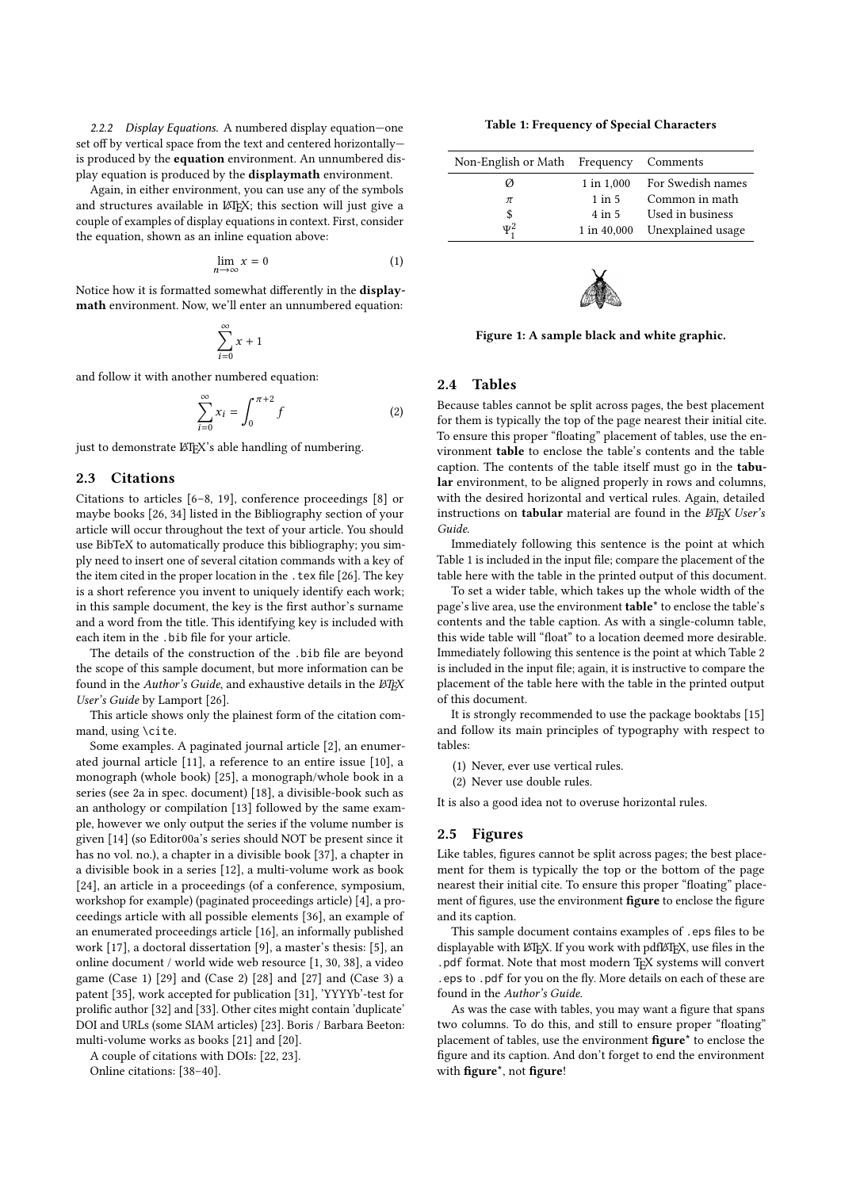#### 2.2.2 *Display Equations.*

A numbered display equation—one set off by vertical space from the text and centered horizontally—is produced by the **equation** environment. An unnumbered display equation is produced by the **displaymath** environment.

Again, in either environment, you can use any of the symbols and structures available in LaTeX; this section will just give a couple of examples of display equations in context. First, consider the equation, shown as an inline equation above:

$$\lim_{n\rightarrow \infty} x = 0 \tag{1}$$

Notice how it is formatted somewhat differently in the **displaymath** environment. Now, we'll enter an unnumbered equation:

$$\sum_{i=0}^{\infty} x + 1$$

and follow it with another numbered equation:

$$\sum_{i=0}^{\infty} x_i = \int_{0}^{\pi+2} f \tag{2}$$

just to demonstrate LaTeX's able handling of numbering.

## 2.3 Citations

Citations to articles [6–8, 19], conference proceedings [8] or maybe books [26, 34] listed in the Bibliography section of your article will occur throughout the text of your article. You should use BibTeX to automatically produce this bibliography; you simply need to insert one of several citation commands with a key of the item cited in the proper location in the `.tex` file [26]. The key is a short reference you invent to uniquely identify each work; in this sample document, the key is the first author's surname and a word from the title. This identifying key is included with each item in the `.bib` file for your article.

The details of the construction of the `.bib` file are beyond the scope of this sample document, but more information can be found in the *Author's Guide*, and exhaustive details in the *LaTeX User's Guide* by Lamport [26].

This article shows only the plainest form of the citation command, using `\cite`.

Some examples. A paginated journal article [2], an enumerated journal article [11], a reference to an entire issue [10], a monograph (whole book) [25], a monograph/whole book in a series (see 2a in spec. document) [18], a divisible-book such as an anthology or compilation [13] followed by the same example, however we only output the series if the volume number is given [14] (so Editor00a's series should NOT be present since it has no vol. no.), a chapter in a divisible book [37], a chapter in a divisible book in a series [12], a multi-volume work as book [24], an article in a proceedings (of a conference, symposium, workshop for example) (paginated proceedings article) [4], a proceedings article with all possible elements [36], an example of an enumerated proceedings article [16], an informally published work [17], a doctoral dissertation [9], a master's thesis: [5], an online document / world wide web resource [1, 30, 38], a video game (Case 1) [29] and (Case 2) [28] and [27] and (Case 3) a patent [35], work accepted for publication [31], 'YYYYb'-test for prolific author [32] and [33]. Other cites might contain 'duplicate' DOI and URLs (some SIAM articles) [23]. Boris / Barbara Beeton: multi-volume works as books [21] and [20].

A couple of citations with DOIs: [22, 23].

Online citations: [38–40].

**Table 1: Frequency of Special Characters**

| Non-English or Math | Frequency | Comments |
|---|---|---|
| Ø | 1 in 1,000 | For Swedish names |
| $\pi$ | 1 in 5 | Common in math |
| $ | 4 in 5 | Used in business |
| $\Psi^2_1$ | 1 in 40,000 | Unexplained usage |

**Figure 1: A sample black and white graphic.**

## 2.4 Tables

Because tables cannot be split across pages, the best placement for them is typically the top of the page nearest their initial cite. To ensure this proper "floating" placement of tables, use the environment **table** to enclose the table's contents and the table caption. The contents of the table itself must go in the **tabular** environment, to be aligned properly in rows and columns, with the desired horizontal and vertical rules. Again, detailed instructions on **tabular** material are found in the *LaTeX User's Guide*.

Immediately following this sentence is the point at which Table 1 is included in the input file; compare the placement of the table here with the table in the printed output of this document.

To set a wider table, which takes up the whole width of the page's live area, use the environment **table*** to enclose the table's contents and the table caption. As with a single-column table, this wide table will "float" to a location deemed more desirable. Immediately following this sentence is the point at which Table 2 is included in the input file; again, it is instructive to compare the placement of the table here with the table in the printed output of this document.

It is strongly recommended to use the package booktabs [15] and follow its main principles of typography with respect to tables:

(1) Never, ever use vertical rules.
(2) Never use double rules.

It is also a good idea not to overuse horizontal rules.

## 2.5 Figures

Like tables, figures cannot be split across pages; the best placement for them is typically the top or the bottom of the page nearest their initial cite. To ensure this proper "floating" placement of figures, use the environment **figure** to enclose the figure and its caption.

This sample document contains examples of `.eps` files to be displayable with LaTeX. If you work with pdfLaTeX, use files in the `.pdf` format. Note that most modern TeX systems will convert `.eps` to `.pdf` for you on the fly. More details on each of these are found in the *Author's Guide*.

As was the case with tables, you may want a figure that spans two columns. To do this, and still to ensure proper "floating" placement of tables, use the environment **figure*** to enclose the figure and its caption. And don't forget to end the environment with **figure***, not **figure**!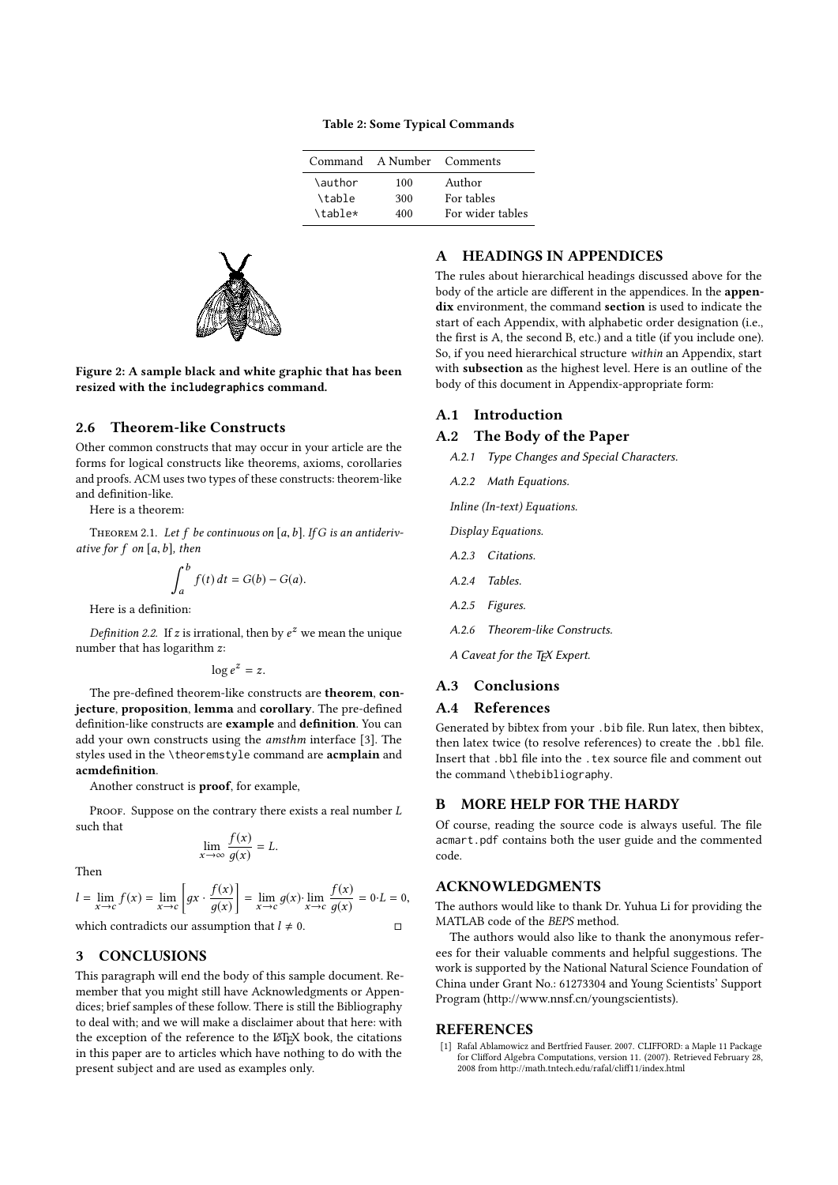Table 2: Some Typical Commands

| Command | A Number | Comments |
|---|---|---|
| \author | 100 | Author |
| \table | 300 | For tables |
| \table* | 400 | For wider tables |

**Figure 2: A sample black and white graphic that has been resized with the `includegraphics` command.**

### 2.6 Theorem-like Constructs

Other common constructs that may occur in your article are the forms for logical constructs like theorems, axioms, corollaries and proofs. ACM uses two types of these constructs: theorem-like and definition-like.

Here is a theorem:

Theorem 2.1. *Let $f$ be continuous on $[a, b]$. If $G$ is an antiderivative for $f$ on $[a, b]$, then*

$$\int_a^b f(t)\,dt = G(b) - G(a).$$

Here is a definition:

*Definition 2.2.* If $z$ is irrational, then by $e^z$ we mean the unique number that has logarithm $z$:

$$\log e^z = z.$$

The pre-defined theorem-like constructs are **theorem**, **conjecture**, **proposition**, **lemma** and **corollary**. The pre-defined definition-like constructs are **example** and **definition**. You can add your own constructs using the *amsthm* interface [3]. The styles used in the `\theoremstyle` command are **acmplain** and **acmdefinition**.

Another construct is **proof**, for example,

Proof. Suppose on the contrary there exists a real number $L$ such that

$$\lim_{x\to\infty} \frac{f(x)}{g(x)} = L.$$

Then

$$l = \lim_{x\to c} f(x) = \lim_{x\to c} \left[ gx \cdot \frac{f(x)}{g(x)} \right] = \lim_{x\to c} g(x) \cdot \lim_{x\to c} \frac{f(x)}{g(x)} = 0 \cdot L = 0,$$

which contradicts our assumption that $l \neq 0$. □

## 3 CONCLUSIONS

This paragraph will end the body of this sample document. Remember that you might still have Acknowledgments or Appendices; brief samples of these follow. There is still the Bibliography to deal with; and we will make a disclaimer about that here: with the exception of the reference to the LaTeX book, the citations in this paper are to articles which have nothing to do with the present subject and are used as examples only.

## A HEADINGS IN APPENDICES

The rules about hierarchical headings discussed above for the body of the article are different in the appendices. In the **appendix** environment, the command **section** is used to indicate the start of each Appendix, with alphabetic order designation (i.e., the first is A, the second B, etc.) and a title (if you include one). So, if you need hierarchical structure *within* an Appendix, start with **subsection** as the highest level. Here is an outline of the body of this document in Appendix-appropriate form:

### A.1 Introduction

### A.2 The Body of the Paper

*A.2.1 Type Changes and Special Characters.*

*A.2.2 Math Equations.*

*Inline (In-text) Equations.*

*Display Equations.*

*A.2.3 Citations.*

*A.2.4 Tables.*

*A.2.5 Figures.*

*A.2.6 Theorem-like Constructs.*

*A Caveat for the TeX Expert.*

### A.3 Conclusions

### A.4 References

Generated by bibtex from your `.bib` file. Run latex, then bibtex, then latex twice (to resolve references) to create the `.bbl` file. Insert that `.bbl` file into the `.tex` source file and comment out the command `\thebibliography`.

## B MORE HELP FOR THE HARDY

Of course, reading the source code is always useful. The file `acmart.pdf` contains both the user guide and the commented code.

## ACKNOWLEDGMENTS

The authors would like to thank Dr. Yuhua Li for providing the MATLAB code of the *BEPS* method.

The authors would also like to thank the anonymous referees for their valuable comments and helpful suggestions. The work is supported by the National Natural Science Foundation of China under Grant No.: 61273304 and Young Scientists' Support Program (http://www.nnsf.cn/youngscientists).

## REFERENCES

[1] Rafal Ablamowicz and Bertfried Fauser. 2007. CLIFFORD: a Maple 11 Package for Clifford Algebra Computations, version 11. (2007). Retrieved February 28, 2008 from http://math.tntech.edu/rafal/cliff11/index.html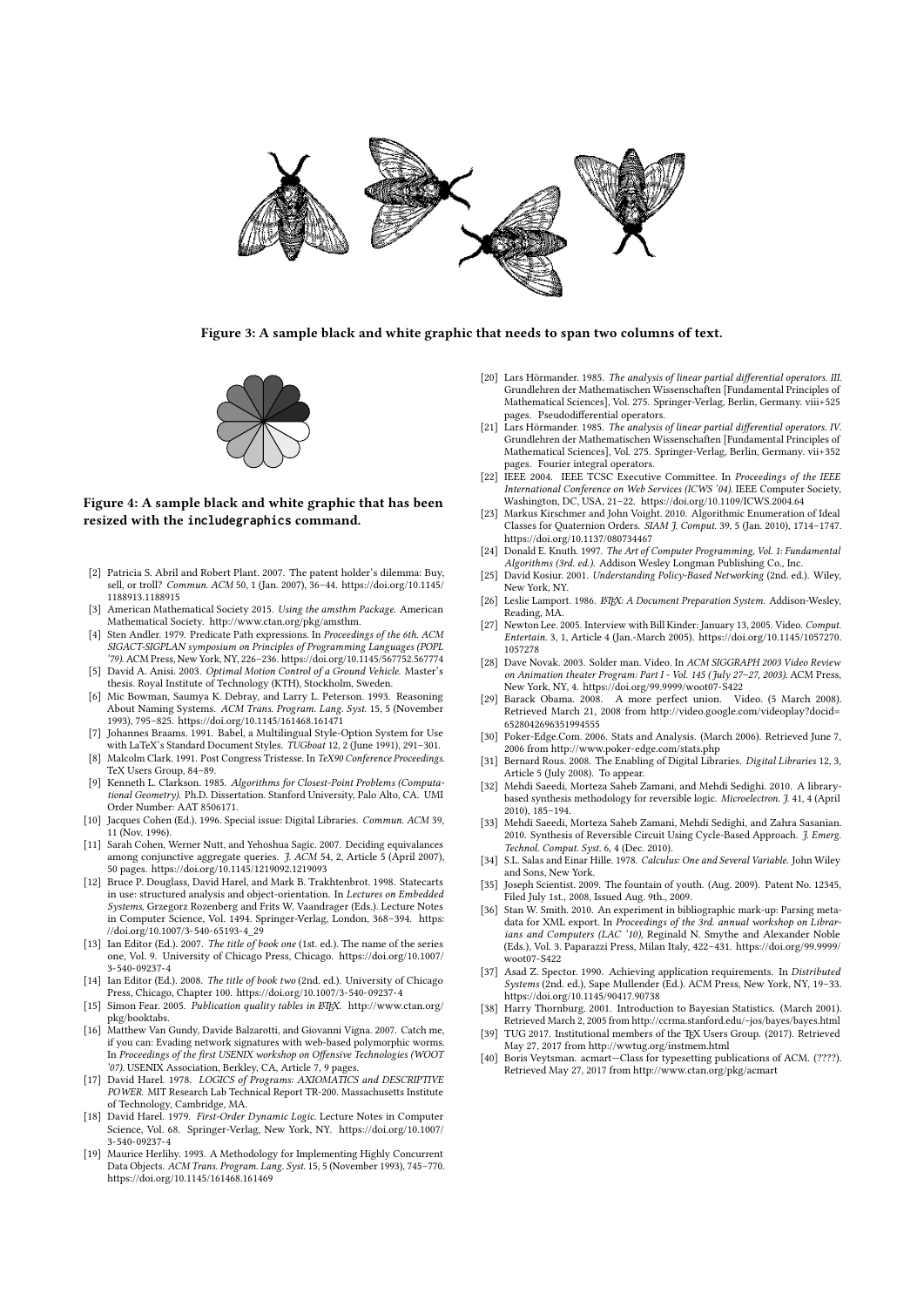Figure 3: A sample black and white graphic that needs to span two columns of text.

Figure 4: A sample black and white graphic that has been resized with the **includegraphics** command.

[2] Patricia S. Abril and Robert Plant. 2007. The patent holder's dilemma: Buy, sell, or troll? *Commun. ACM* 50, 1 (Jan. 2007), 36–44. https://doi.org/10.1145/1188913.1188915

[3] American Mathematical Society 2015. *Using the amsthm Package*. American Mathematical Society. http://www.ctan.org/pkg/amsthm.

[4] Sten Andler. 1979. Predicate Path expressions. In *Proceedings of the 6th. ACM SIGACT-SIGPLAN symposium on Principles of Programming Languages (POPL '79)*. ACM Press, New York, NY, 226–236. https://doi.org/10.1145/567752.567774

[5] David A. Anisi. 2003. *Optimal Motion Control of a Ground Vehicle*. Master's thesis. Royal Institute of Technology (KTH), Stockholm, Sweden.

[6] Mic Bowman, Saumya K. Debray, and Larry L. Peterson. 1993. Reasoning About Naming Systems. *ACM Trans. Program. Lang. Syst.* 15, 5 (November 1993), 795–825. https://doi.org/10.1145/161468.161471

[7] Johannes Braams. 1991. Babel, a Multilingual Style-Option System for Use with LaTeX's Standard Document Styles. *TUGboat* 12, 2 (June 1991), 291–301.

[8] Malcolm Clark. 1991. Post Congress Tristesse. In *TeX90 Conference Proceedings*. TeX Users Group, 84–89.

[9] Kenneth L. Clarkson. 1985. *Algorithms for Closest-Point Problems (Computational Geometry)*. Ph.D. Dissertation. Stanford University, Palo Alto, CA. UMI Order Number: AAT 8506171.

[10] Jacques Cohen (Ed.). 1996. Special issue: Digital Libraries. *Commun. ACM* 39, 11 (Nov. 1996).

[11] Sarah Cohen, Werner Nutt, and Yehoshua Sagic. 2007. Deciding equivalances among conjunctive aggregate queries. *J. ACM* 54, 2, Article 5 (April 2007), 50 pages. https://doi.org/10.1145/1219092.1219093

[12] Bruce P. Douglass, David Harel, and Mark B. Trakhtenbrot. 1998. Statecarts in use: structured analysis and object-orientation. In *Lectures on Embedded Systems*, Grzegorz Rozenberg and Frits W. Vaandrager (Eds.). Lecture Notes in Computer Science, Vol. 1494. Springer-Verlag, London, 368–394. https://doi.org/10.1007/3-540-65193-4_29

[13] Ian Editor (Ed.). 2007. *The title of book one* (1st. ed.). The name of the series one, Vol. 9. University of Chicago Press, Chicago. https://doi.org/10.1007/3-540-09237-4

[14] Ian Editor (Ed.). 2008. *The title of book two* (2nd. ed.). University of Chicago Press, Chicago, Chapter 100. https://doi.org/10.1007/3-540-09237-4

[15] Simon Fear. 2005. *Publication quality tables in LaTeX*. http://www.ctan.org/pkg/booktabs.

[16] Matthew Van Gundy, Davide Balzarotti, and Giovanni Vigna. 2007. Catch me, if you can: Evading network signatures with web-based polymorphic worms. In *Proceedings of the first USENIX workshop on Offensive Technologies (WOOT '07)*. USENIX Association, Berkley, CA, Article 7, 9 pages.

[17] David Harel. 1978. *LOGICS of Programs: AXIOMATICS and DESCRIPTIVE POWER*. MIT Research Lab Technical Report TR-200. Massachusetts Institute of Technology, Cambridge, MA.

[18] David Harel. 1979. *First-Order Dynamic Logic*. Lecture Notes in Computer Science, Vol. 68. Springer-Verlag, New York, NY. https://doi.org/10.1007/3-540-09237-4

[19] Maurice Herlihy. 1993. A Methodology for Implementing Highly Concurrent Data Objects. *ACM Trans. Program. Lang. Syst.* 15, 5 (November 1993), 745–770. https://doi.org/10.1145/161468.161469

[20] Lars Hörmander. 1985. *The analysis of linear partial differential operators. III*. Grundlehren der Mathematischen Wissenschaften [Fundamental Principles of Mathematical Sciences], Vol. 275. Springer-Verlag, Berlin, Germany. viii+525 pages. Pseudodifferential operators.

[21] Lars Hörmander. 1985. *The analysis of linear partial differential operators. IV*. Grundlehren der Mathematischen Wissenschaften [Fundamental Principles of Mathematical Sciences], Vol. 275. Springer-Verlag, Berlin, Germany. vii+352 pages. Fourier integral operators.

[22] IEEE 2004. IEEE TCSC Executive Committee. In *Proceedings of the IEEE International Conference on Web Services (ICWS '04)*. IEEE Computer Society, Washington, DC, USA, 21–22. https://doi.org/10.1109/ICWS.2004.64

[23] Markus Kirschmer and John Voight. 2010. Algorithmic Enumeration of Ideal Classes for Quaternion Orders. *SIAM J. Comput.* 39, 5 (Jan. 2010), 1714–1747. https://doi.org/10.1137/080734467

[24] Donald E. Knuth. 1997. *The Art of Computer Programming, Vol. 1: Fundamental Algorithms (3rd. ed.)*. Addison Wesley Longman Publishing Co., Inc.

[25] David Kosiur. 2001. *Understanding Policy-Based Networking* (2nd. ed.). Wiley, New York, NY.

[26] Leslie Lamport. 1986. *LaTeX: A Document Preparation System*. Addison-Wesley, Reading, MA.

[27] Newton Lee. 2005. Interview with Bill Kinder: January 13, 2005. Video. *Comput. Entertain.* 3, 1, Article 4 (Jan.-March 2005). https://doi.org/10.1145/1057270.1057278

[28] Dave Novak. 2003. Solder man. Video. In *ACM SIGGRAPH 2003 Video Review on Animation theater Program: Part I - Vol. 145 (July 27–27, 2003)*. ACM Press, New York, NY, 4. https://doi.org/99.9999/woot07-S422

[29] Barack Obama. 2008. A more perfect union. Video. (5 March 2008). Retrieved March 21, 2008 from http://video.google.com/videoplay?docid=6528042696351994555

[30] Poker-Edge.Com. 2006. Stats and Analysis. (March 2006). Retrieved June 7, 2006 from http://www.poker-edge.com/stats.php

[31] Bernard Rous. 2008. The Enabling of Digital Libraries. *Digital Libraries* 12, 3, Article 5 (July 2008). To appear.

[32] Mehdi Saeedi, Morteza Saheb Zamani, and Mehdi Sedighi. 2010. A library-based synthesis methodology for reversible logic. *Microelectron. J.* 41, 4 (April 2010), 185–194.

[33] Mehdi Saeedi, Morteza Saheb Zamani, Mehdi Sedighi, and Zahra Sasanian. 2010. Synthesis of Reversible Circuit Using Cycle-Based Approach. *J. Emerg. Technol. Comput. Syst.* 6, 4 (Dec. 2010).

[34] S.L. Salas and Einar Hille. 1978. *Calculus: One and Several Variable*. John Wiley and Sons, New York.

[35] Joseph Scientist. 2009. The fountain of youth. (Aug. 2009). Patent No. 12345, Filed July 1st., 2008, Issued Aug. 9th., 2009.

[36] Stan W. Smith. 2010. An experiment in bibliographic mark-up: Parsing metadata for XML export. In *Proceedings of the 3rd. annual workshop on Librarians and Computers (LAC '10)*, Reginald N. Smythe and Alexander Noble (Eds.), Vol. 3. Paparazzi Press, Milan Italy, 422–431. https://doi.org/99.9999/woot07-S422

[37] Asad Z. Spector. 1990. Achieving application requirements. In *Distributed Systems* (2nd. ed.), Sape Mullender (Ed.). ACM Press, New York, NY, 19–33. https://doi.org/10.1145/90417.90738

[38] Harry Thornburg. 2001. Introduction to Bayesian Statistics. (March 2001). Retrieved March 2, 2005 from http://ccrma.stanford.edu/~jos/bayes/bayes.html

[39] TUG 2017. Institutional members of the TeX Users Group. (2017). Retrieved May 27, 2017 from http://wwtug.org/instmem.html

[40] Boris Veytsman. acmart—Class for typesetting publications of ACM. (????). Retrieved May 27, 2017 from http://www.ctan.org/pkg/acmart